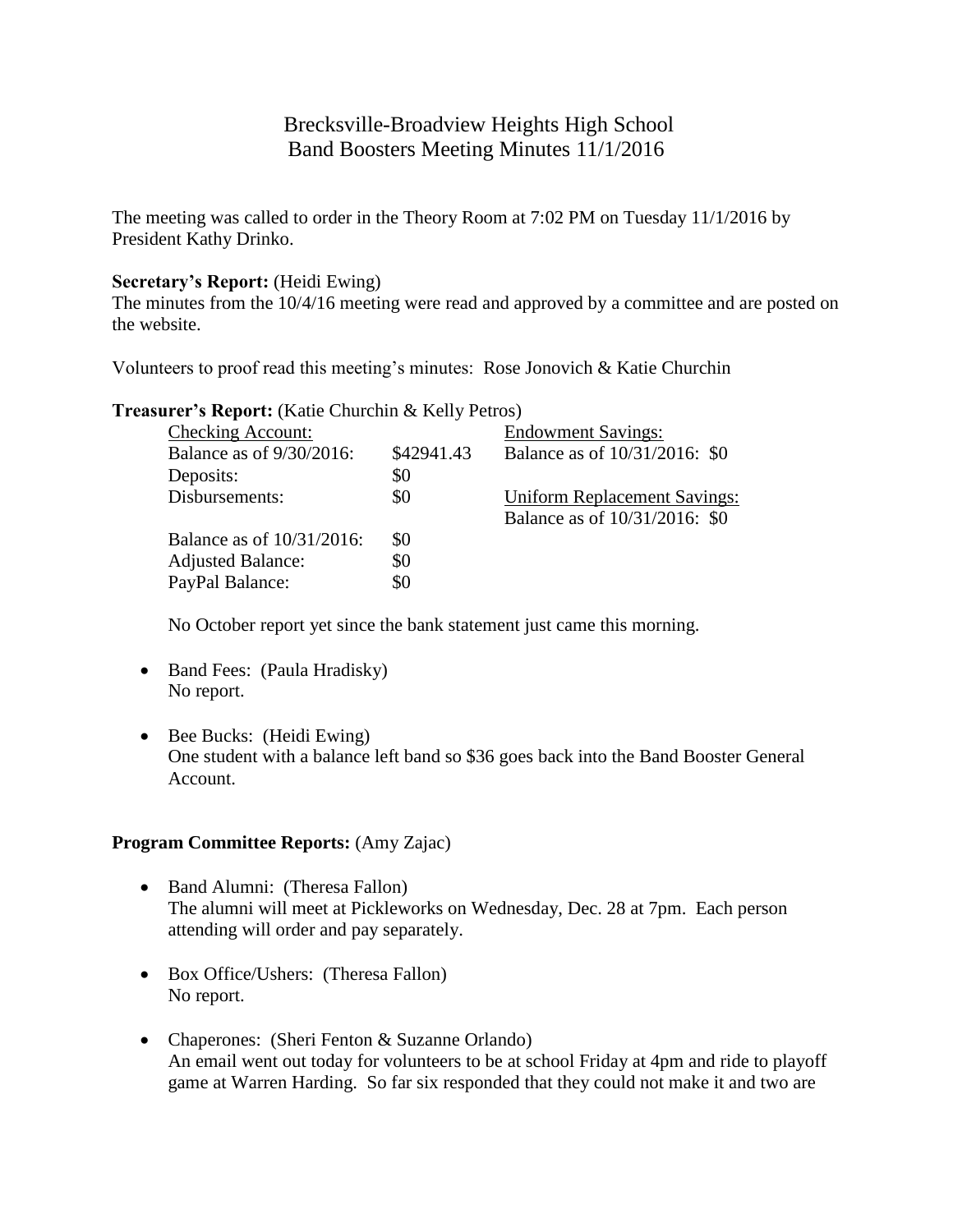# Brecksville-Broadview Heights High School
# Band Boosters Meeting Minutes 11/1/2016

The meeting was called to order in the Theory Room at 7:02 PM on Tuesday 11/1/2016 by President Kathy Drinko.

**Secretary's Report:** (Heidi Ewing)
The minutes from the 10/4/16 meeting were read and approved by a committee and are posted on the website.

Volunteers to proof read this meeting's minutes: Rose Jonovich & Katie Churchin

**Treasurer's Report:** (Katie Churchin & Kelly Petros)

| Checking Account: | | Endowment Savings: |
|---|---|---|
| Balance as of 9/30/2016: | $42941.43 | Balance as of 10/31/2016: $0 |
| Deposits: | $0 | |
| Disbursements: | $0 | Uniform Replacement Savings: |
| | | Balance as of 10/31/2016: $0 |
| Balance as of 10/31/2016: | $0 | |
| Adjusted Balance: | $0 | |
| PayPal Balance: | $0 | |

No October report yet since the bank statement just came this morning.

- Band Fees: (Paula Hradisky)
  No report.

- Bee Bucks: (Heidi Ewing)
  One student with a balance left band so $36 goes back into the Band Booster General Account.

**Program Committee Reports:** (Amy Zajac)

- Band Alumni: (Theresa Fallon)
  The alumni will meet at Pickleworks on Wednesday, Dec. 28 at 7pm. Each person attending will order and pay separately.

- Box Office/Ushers: (Theresa Fallon)
  No report.

- Chaperones: (Sheri Fenton & Suzanne Orlando)
  An email went out today for volunteers to be at school Friday at 4pm and ride to playoff game at Warren Harding. So far six responded that they could not make it and two are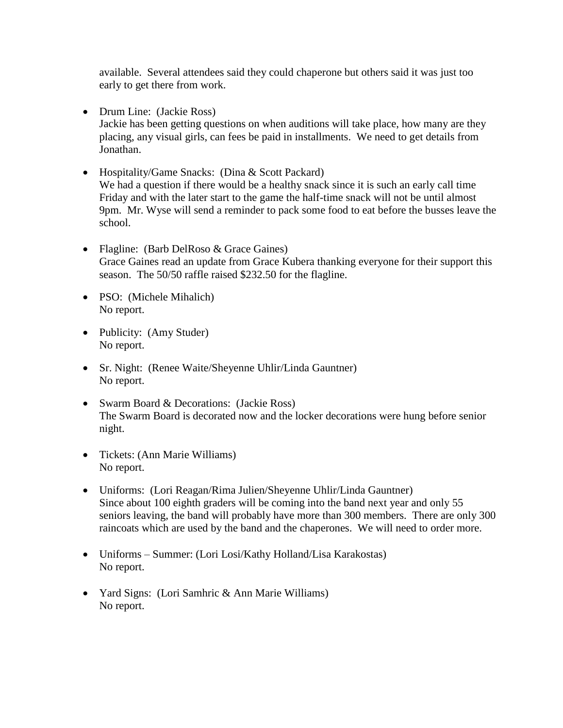available. Several attendees said they could chaperone but others said it was just too early to get there from work.

- Drum Line: (Jackie Ross)
  Jackie has been getting questions on when auditions will take place, how many are they placing, any visual girls, can fees be paid in installments. We need to get details from Jonathan.

- Hospitality/Game Snacks: (Dina & Scott Packard)
  We had a question if there would be a healthy snack since it is such an early call time Friday and with the later start to the game the half-time snack will not be until almost 9pm. Mr. Wyse will send a reminder to pack some food to eat before the busses leave the school.

- Flagline: (Barb DelRoso & Grace Gaines)
  Grace Gaines read an update from Grace Kubera thanking everyone for their support this season. The 50/50 raffle raised $232.50 for the flagline.

- PSO: (Michele Mihalich)
  No report.

- Publicity: (Amy Studer)
  No report.

- Sr. Night: (Renee Waite/Sheyenne Uhlir/Linda Gauntner)
  No report.

- Swarm Board & Decorations: (Jackie Ross)
  The Swarm Board is decorated now and the locker decorations were hung before senior night.

- Tickets: (Ann Marie Williams)
  No report.

- Uniforms: (Lori Reagan/Rima Julien/Sheyenne Uhlir/Linda Gauntner)
  Since about 100 eighth graders will be coming into the band next year and only 55 seniors leaving, the band will probably have more than 300 members. There are only 300 raincoats which are used by the band and the chaperones. We will need to order more.

- Uniforms – Summer: (Lori Losi/Kathy Holland/Lisa Karakostas)
  No report.

- Yard Signs: (Lori Samhric & Ann Marie Williams)
  No report.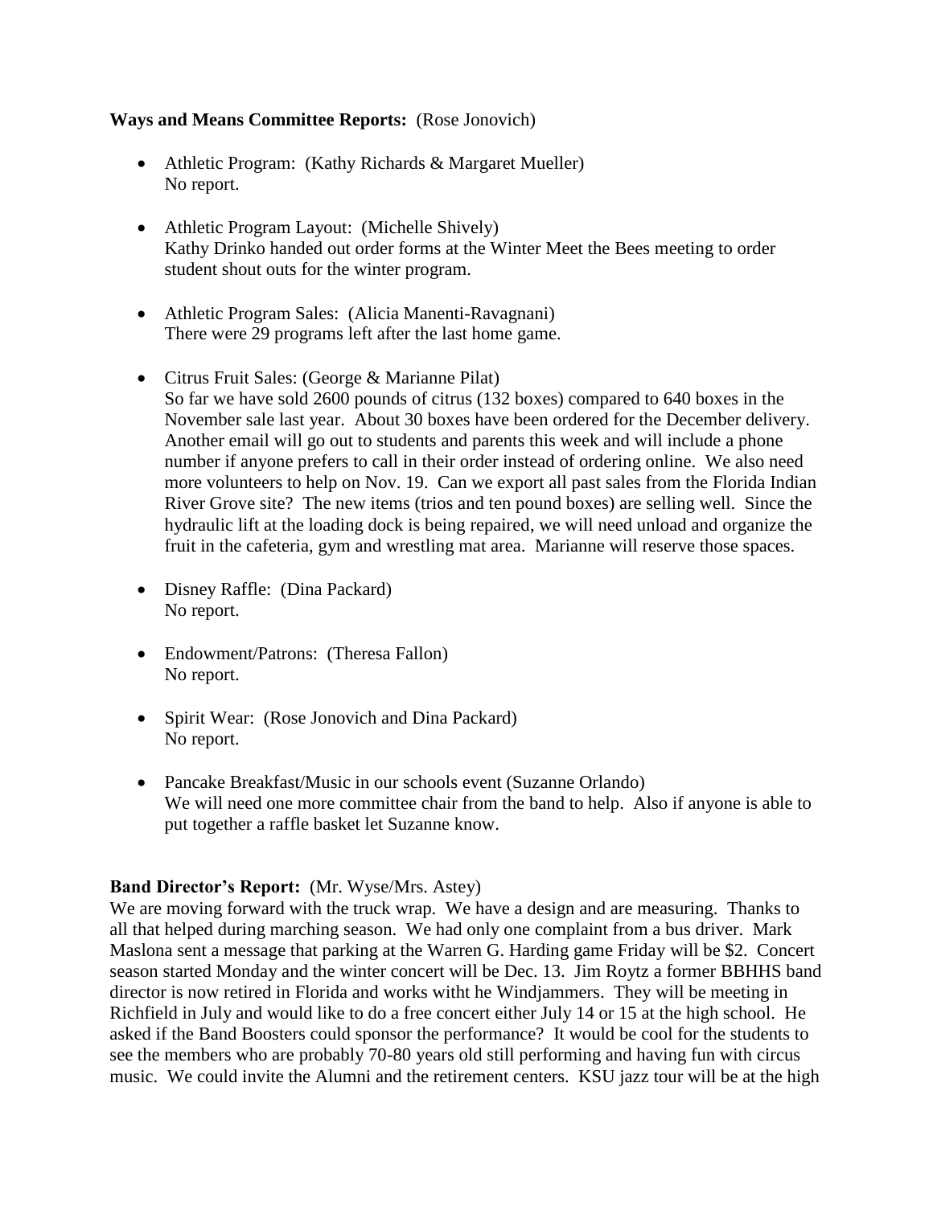**Ways and Means Committee Reports:** (Rose Jonovich)

- Athletic Program: (Kathy Richards & Margaret Mueller)
  No report.

- Athletic Program Layout: (Michelle Shively)
  Kathy Drinko handed out order forms at the Winter Meet the Bees meeting to order student shout outs for the winter program.

- Athletic Program Sales: (Alicia Manenti-Ravagnani)
  There were 29 programs left after the last home game.

- Citrus Fruit Sales: (George & Marianne Pilat)
  So far we have sold 2600 pounds of citrus (132 boxes) compared to 640 boxes in the November sale last year. About 30 boxes have been ordered for the December delivery. Another email will go out to students and parents this week and will include a phone number if anyone prefers to call in their order instead of ordering online. We also need more volunteers to help on Nov. 19. Can we export all past sales from the Florida Indian River Grove site? The new items (trios and ten pound boxes) are selling well. Since the hydraulic lift at the loading dock is being repaired, we will need unload and organize the fruit in the cafeteria, gym and wrestling mat area. Marianne will reserve those spaces.

- Disney Raffle: (Dina Packard)
  No report.

- Endowment/Patrons: (Theresa Fallon)
  No report.

- Spirit Wear: (Rose Jonovich and Dina Packard)
  No report.

- Pancake Breakfast/Music in our schools event (Suzanne Orlando)
  We will need one more committee chair from the band to help. Also if anyone is able to put together a raffle basket let Suzanne know.

**Band Director's Report:** (Mr. Wyse/Mrs. Astey)
We are moving forward with the truck wrap. We have a design and are measuring. Thanks to all that helped during marching season. We had only one complaint from a bus driver. Mark Maslona sent a message that parking at the Warren G. Harding game Friday will be $2. Concert season started Monday and the winter concert will be Dec. 13. Jim Roytz a former BBHHS band director is now retired in Florida and works witht he Windjammers. They will be meeting in Richfield in July and would like to do a free concert either July 14 or 15 at the high school. He asked if the Band Boosters could sponsor the performance? It would be cool for the students to see the members who are probably 70-80 years old still performing and having fun with circus music. We could invite the Alumni and the retirement centers. KSU jazz tour will be at the high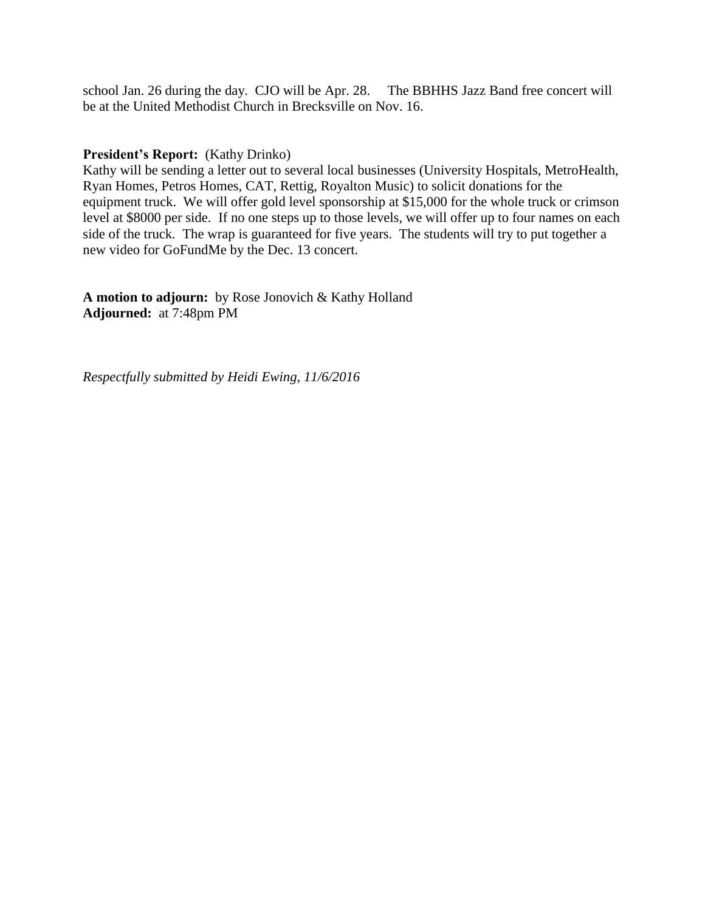school Jan. 26 during the day. CJO will be Apr. 28. The BBHHS Jazz Band free concert will be at the United Methodist Church in Brecksville on Nov. 16.

**President's Report:** (Kathy Drinko)
Kathy will be sending a letter out to several local businesses (University Hospitals, MetroHealth, Ryan Homes, Petros Homes, CAT, Rettig, Royalton Music) to solicit donations for the equipment truck. We will offer gold level sponsorship at $15,000 for the whole truck or crimson level at $8000 per side. If no one steps up to those levels, we will offer up to four names on each side of the truck. The wrap is guaranteed for five years. The students will try to put together a new video for GoFundMe by the Dec. 13 concert.

**A motion to adjourn:** by Rose Jonovich & Kathy Holland
**Adjourned:** at 7:48pm PM

*Respectfully submitted by Heidi Ewing, 11/6/2016*